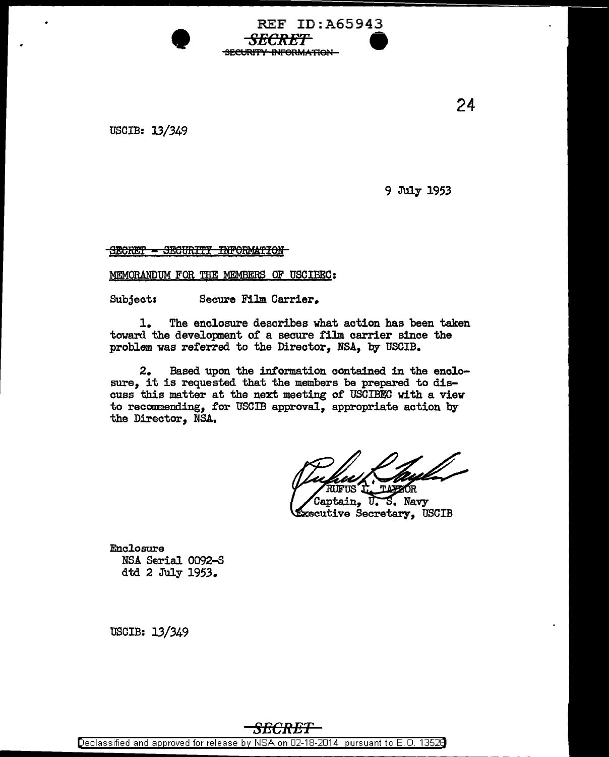REF ID:A65943

~~SECRET~~
~~SECURITY INFORMATION~~

24

USCIB: 13/349

9 July 1953

~~SECRET - SECURITY INFORMATION~~

MEMORANDUM FOR THE MEMBERS OF USCIBEC:

Subject: Secure Film Carrier.

1. The enclosure describes what action has been taken toward the development of a secure film carrier since the problem was referred to the Director, NSA, by USCIB.

2. Based upon the information contained in the enclosure, it is requested that the members be prepared to discuss this matter at the next meeting of USCIBEC with a view to recommending, for USCIB approval, appropriate action by the Director, NSA.

RUFUS L. TAYLOR
Captain, U. S. Navy
Executive Secretary, USCIB

Enclosure
NSA Serial 0092-S
dtd 2 July 1953.

USCIB: 13/349

~~SECRET~~

Declassified and approved for release by NSA on 02-18-2014 pursuant to E.O. 13526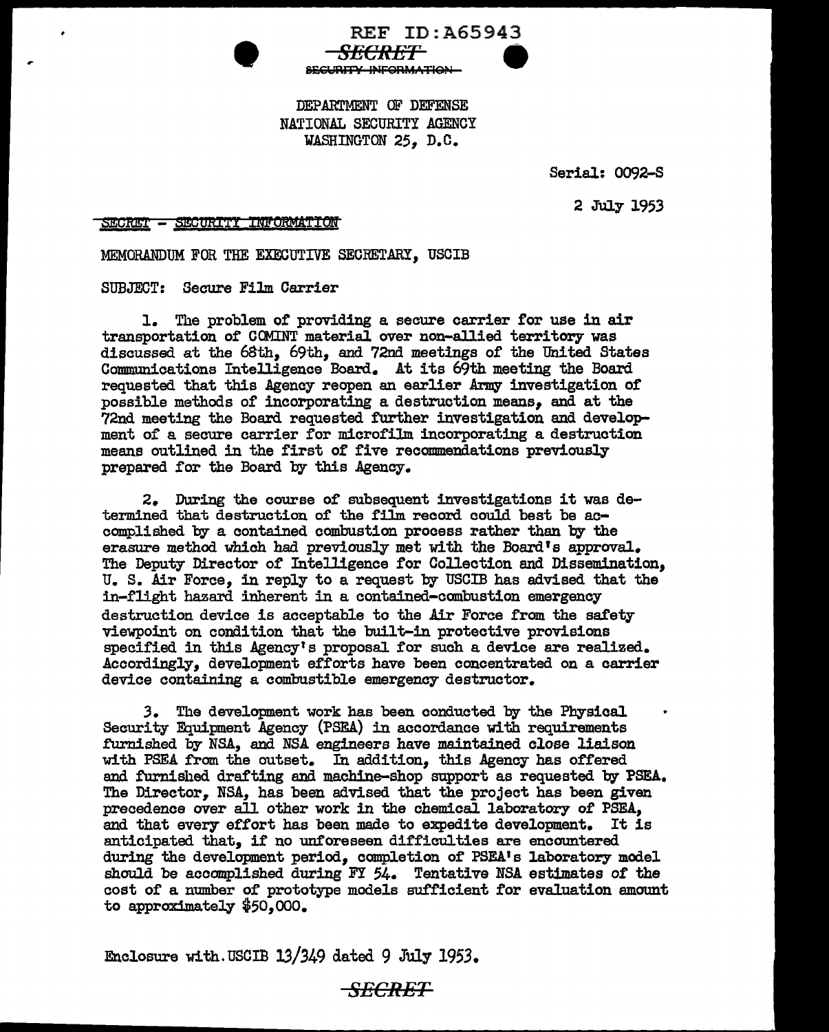REF ID:A65943

~~SECRET~~

~~SECURITY INFORMATION~~

DEPARTMENT OF DEFENSE
NATIONAL SECURITY AGENCY
WASHINGTON 25, D.C.

Serial: 0092-S

2 July 1953

~~SECRET - SECURITY INFORMATION~~

MEMORANDUM FOR THE EXECUTIVE SECRETARY, USCIB

SUBJECT: Secure Film Carrier

1. The problem of providing a secure carrier for use in air transportation of COMINT material over non-allied territory was discussed at the 68th, 69th, and 72nd meetings of the United States Communications Intelligence Board. At its 69th meeting the Board requested that this Agency reopen an earlier Army investigation of possible methods of incorporating a destruction means, and at the 72nd meeting the Board requested further investigation and development of a secure carrier for microfilm incorporating a destruction means outlined in the first of five recommendations previously prepared for the Board by this Agency.

2. During the course of subsequent investigations it was determined that destruction of the film record could best be accomplished by a contained combustion process rather than by the erasure method which had previously met with the Board's approval. The Deputy Director of Intelligence for Collection and Dissemination, U. S. Air Force, in reply to a request by USCIB has advised that the in-flight hazard inherent in a contained-combustion emergency destruction device is acceptable to the Air Force from the safety viewpoint on condition that the built-in protective provisions specified in this Agency's proposal for such a device are realized. Accordingly, development efforts have been concentrated on a carrier device containing a combustible emergency destructor.

3. The development work has been conducted by the Physical Security Equipment Agency (PSEA) in accordance with requirements furnished by NSA, and NSA engineers have maintained close liaison with PSEA from the outset. In addition, this Agency has offered and furnished drafting and machine-shop support as requested by PSEA. The Director, NSA, has been advised that the project has been given precedence over all other work in the chemical laboratory of PSEA, and that every effort has been made to expedite development. It is anticipated that, if no unforeseen difficulties are encountered during the development period, completion of PSEA's laboratory model should be accomplished during FY 54. Tentative NSA estimates of the cost of a number of prototype models sufficient for evaluation amount to approximately $50,000.

Enclosure with USCIB 13/349 dated 9 July 1953.

~~SECRET~~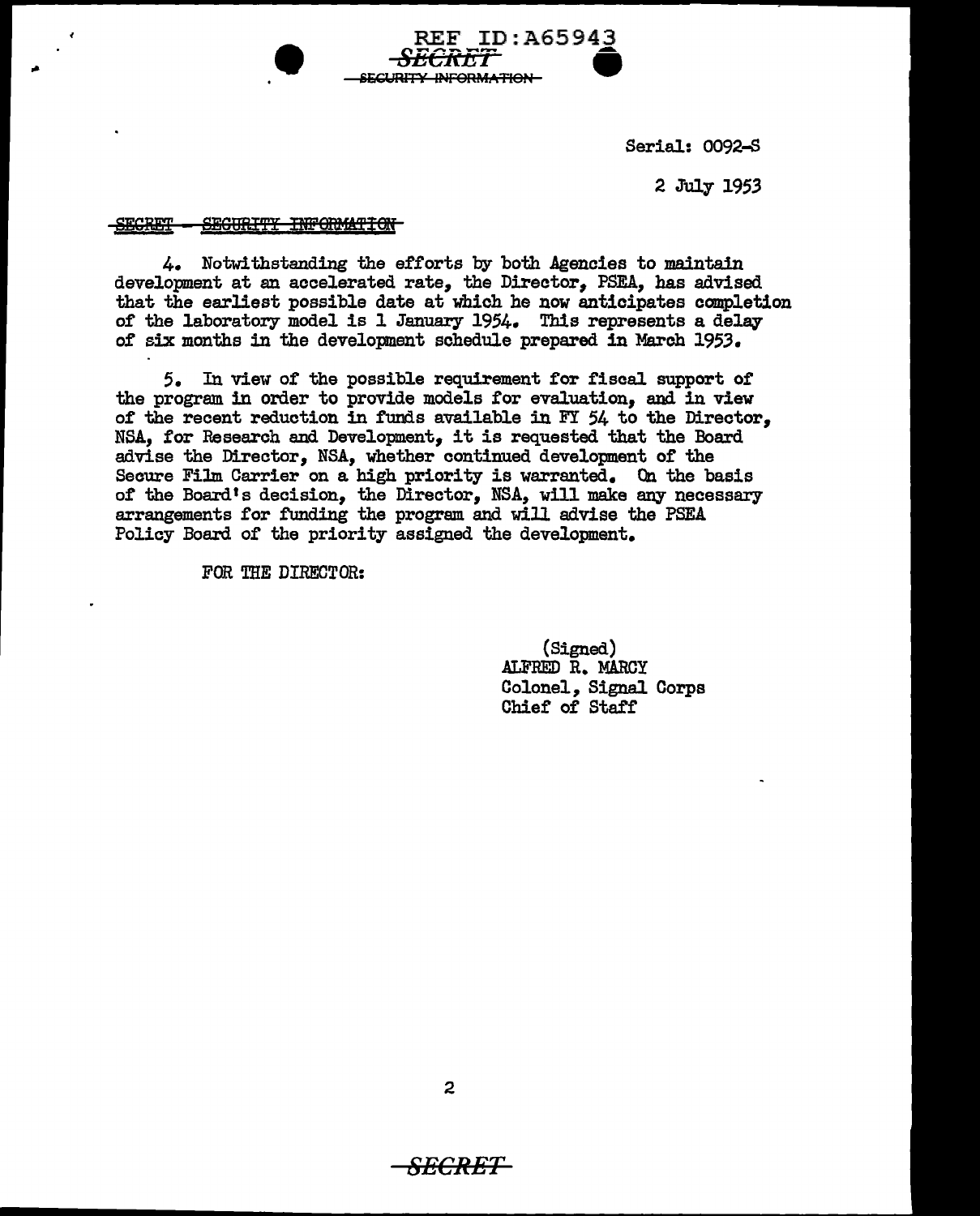REF ID:A65943

SECRET

SECURITY INFORMATION

Serial: 0092-S

2 July 1953

SECRET - SECURITY INFORMATION

4. Notwithstanding the efforts by both Agencies to maintain development at an accelerated rate, the Director, PSEA, has advised that the earliest possible date at which he now anticipates completion of the laboratory model is 1 January 1954. This represents a delay of six months in the development schedule prepared in March 1953.

5. In view of the possible requirement for fiscal support of the program in order to provide models for evaluation, and in view of the recent reduction in funds available in FY 54 to the Director, NSA, for Research and Development, it is requested that the Board advise the Director, NSA, whether continued development of the Secure Film Carrier on a high priority is warranted. On the basis of the Board's decision, the Director, NSA, will make any necessary arrangements for funding the program and will advise the PSEA Policy Board of the priority assigned the development.

FOR THE DIRECTOR:

(Signed)
ALFRED R. MARCY
Colonel, Signal Corps
Chief of Staff

SECRET